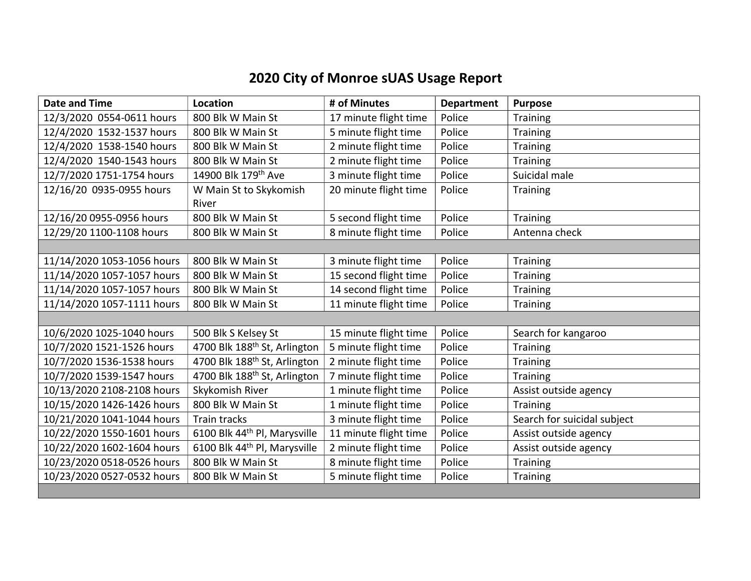# 2020 City of Monroe sUAS Usage Report

| Date and Time | Location | # of Minutes | Department | Purpose |
|---|---|---|---|---|
| 12/3/2020 0554-0611 hours | 800 Blk W Main St | 17 minute flight time | Police | Training |
| 12/4/2020 1532-1537 hours | 800 Blk W Main St | 5 minute flight time | Police | Training |
| 12/4/2020 1538-1540 hours | 800 Blk W Main St | 2 minute flight time | Police | Training |
| 12/4/2020 1540-1543 hours | 800 Blk W Main St | 2 minute flight time | Police | Training |
| 12/7/2020 1751-1754 hours | 14900 Blk 179th Ave | 3 minute flight time | Police | Suicidal male |
| 12/16/20 0935-0955 hours | W Main St to Skykomish River | 20 minute flight time | Police | Training |
| 12/16/20 0955-0956 hours | 800 Blk W Main St | 5 second flight time | Police | Training |
| 12/29/20 1100-1108 hours | 800 Blk W Main St | 8 minute flight time | Police | Antenna check |
| | | | | |
| 11/14/2020 1053-1056 hours | 800 Blk W Main St | 3 minute flight time | Police | Training |
| 11/14/2020 1057-1057 hours | 800 Blk W Main St | 15 second flight time | Police | Training |
| 11/14/2020 1057-1057 hours | 800 Blk W Main St | 14 second flight time | Police | Training |
| 11/14/2020 1057-1111 hours | 800 Blk W Main St | 11 minute flight time | Police | Training |
| | | | | |
| 10/6/2020 1025-1040 hours | 500 Blk S Kelsey St | 15 minute flight time | Police | Search for kangaroo |
| 10/7/2020 1521-1526 hours | 4700 Blk 188th St, Arlington | 5 minute flight time | Police | Training |
| 10/7/2020 1536-1538 hours | 4700 Blk 188th St, Arlington | 2 minute flight time | Police | Training |
| 10/7/2020 1539-1547 hours | 4700 Blk 188th St, Arlington | 7 minute flight time | Police | Training |
| 10/13/2020 2108-2108 hours | Skykomish River | 1 minute flight time | Police | Assist outside agency |
| 10/15/2020 1426-1426 hours | 800 Blk W Main St | 1 minute flight time | Police | Training |
| 10/21/2020 1041-1044 hours | Train tracks | 3 minute flight time | Police | Search for suicidal subject |
| 10/22/2020 1550-1601 hours | 6100 Blk 44th Pl, Marysville | 11 minute flight time | Police | Assist outside agency |
| 10/22/2020 1602-1604 hours | 6100 Blk 44th Pl, Marysville | 2 minute flight time | Police | Assist outside agency |
| 10/23/2020 0518-0526 hours | 800 Blk W Main St | 8 minute flight time | Police | Training |
| 10/23/2020 0527-0532 hours | 800 Blk W Main St | 5 minute flight time | Police | Training |
| | | | | |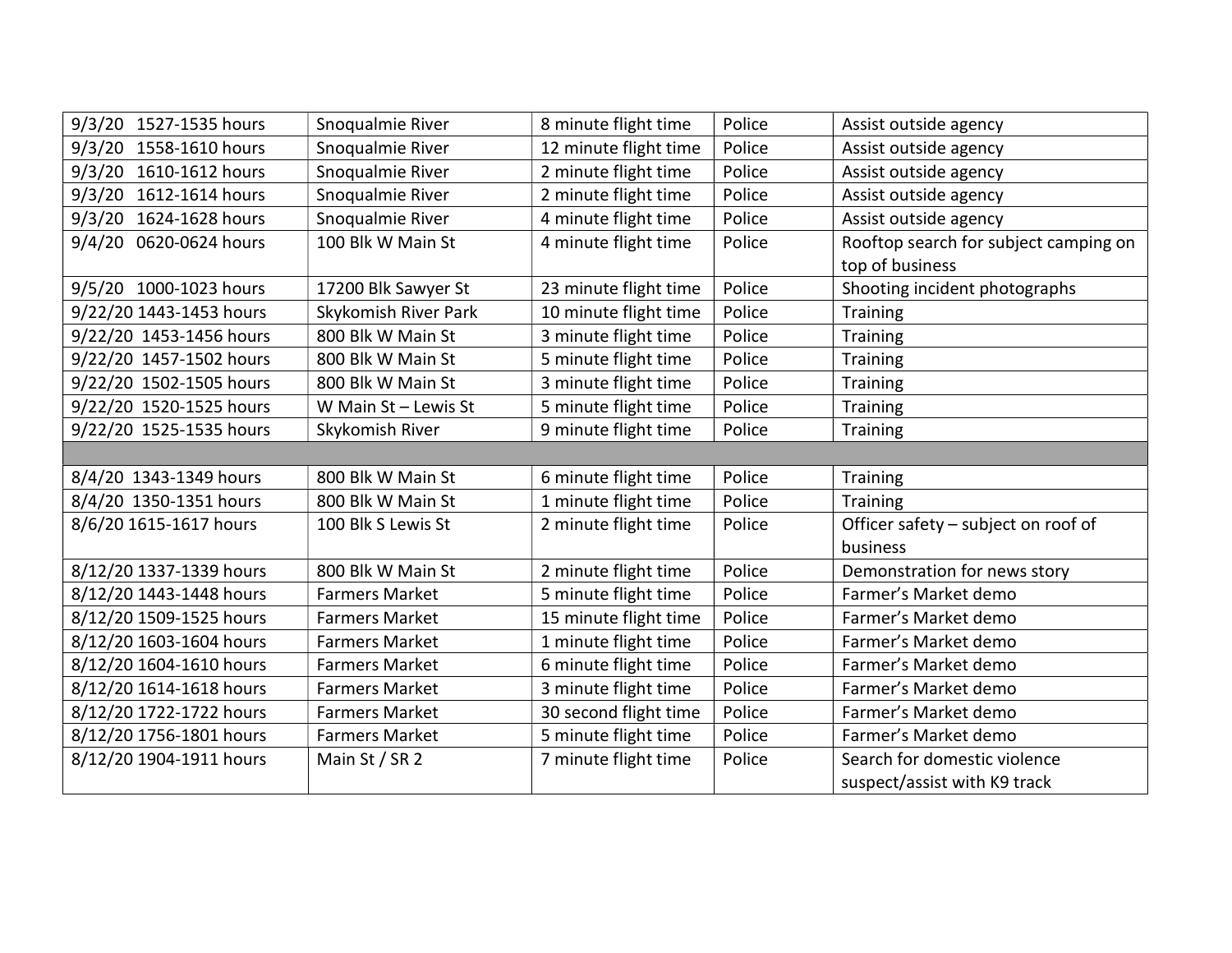| | | | | |
|---|---|---|---|---|
| 9/3/20 1527-1535 hours | Snoqualmie River | 8 minute flight time | Police | Assist outside agency |
| 9/3/20 1558-1610 hours | Snoqualmie River | 12 minute flight time | Police | Assist outside agency |
| 9/3/20 1610-1612 hours | Snoqualmie River | 2 minute flight time | Police | Assist outside agency |
| 9/3/20 1612-1614 hours | Snoqualmie River | 2 minute flight time | Police | Assist outside agency |
| 9/3/20 1624-1628 hours | Snoqualmie River | 4 minute flight time | Police | Assist outside agency |
| 9/4/20 0620-0624 hours | 100 Blk W Main St | 4 minute flight time | Police | Rooftop search for subject camping on top of business |
| 9/5/20 1000-1023 hours | 17200 Blk Sawyer St | 23 minute flight time | Police | Shooting incident photographs |
| 9/22/20 1443-1453 hours | Skykomish River Park | 10 minute flight time | Police | Training |
| 9/22/20 1453-1456 hours | 800 Blk W Main St | 3 minute flight time | Police | Training |
| 9/22/20 1457-1502 hours | 800 Blk W Main St | 5 minute flight time | Police | Training |
| 9/22/20 1502-1505 hours | 800 Blk W Main St | 3 minute flight time | Police | Training |
| 9/22/20 1520-1525 hours | W Main St – Lewis St | 5 minute flight time | Police | Training |
| 9/22/20 1525-1535 hours | Skykomish River | 9 minute flight time | Police | Training |
| | | | | |
| 8/4/20 1343-1349 hours | 800 Blk W Main St | 6 minute flight time | Police | Training |
| 8/4/20 1350-1351 hours | 800 Blk W Main St | 1 minute flight time | Police | Training |
| 8/6/20 1615-1617 hours | 100 Blk S Lewis St | 2 minute flight time | Police | Officer safety – subject on roof of business |
| 8/12/20 1337-1339 hours | 800 Blk W Main St | 2 minute flight time | Police | Demonstration for news story |
| 8/12/20 1443-1448 hours | Farmers Market | 5 minute flight time | Police | Farmer's Market demo |
| 8/12/20 1509-1525 hours | Farmers Market | 15 minute flight time | Police | Farmer's Market demo |
| 8/12/20 1603-1604 hours | Farmers Market | 1 minute flight time | Police | Farmer's Market demo |
| 8/12/20 1604-1610 hours | Farmers Market | 6 minute flight time | Police | Farmer's Market demo |
| 8/12/20 1614-1618 hours | Farmers Market | 3 minute flight time | Police | Farmer's Market demo |
| 8/12/20 1722-1722 hours | Farmers Market | 30 second flight time | Police | Farmer's Market demo |
| 8/12/20 1756-1801 hours | Farmers Market | 5 minute flight time | Police | Farmer's Market demo |
| 8/12/20 1904-1911 hours | Main St / SR 2 | 7 minute flight time | Police | Search for domestic violence suspect/assist with K9 track |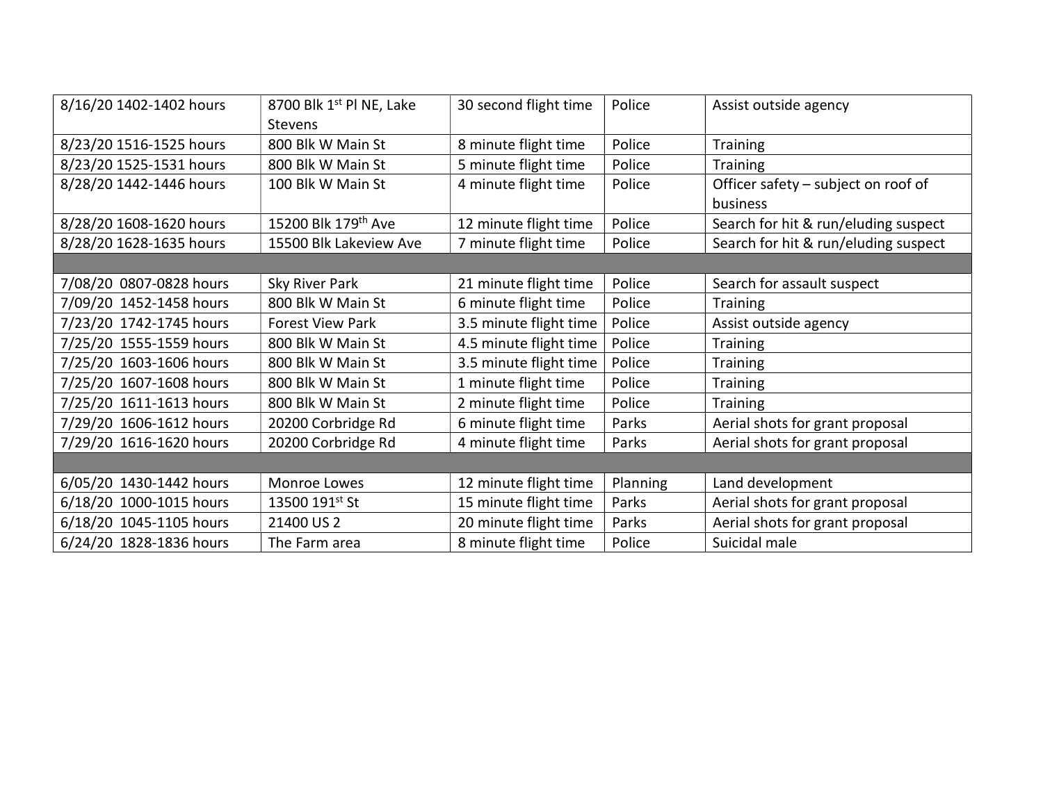| | | | | |
|---|---|---|---|---|
| 8/16/20 1402-1402 hours | 8700 Blk 1st Pl NE, Lake Stevens | 30 second flight time | Police | Assist outside agency |
| 8/23/20 1516-1525 hours | 800 Blk W Main St | 8 minute flight time | Police | Training |
| 8/23/20 1525-1531 hours | 800 Blk W Main St | 5 minute flight time | Police | Training |
| 8/28/20 1442-1446 hours | 100 Blk W Main St | 4 minute flight time | Police | Officer safety – subject on roof of business |
| 8/28/20 1608-1620 hours | 15200 Blk 179th Ave | 12 minute flight time | Police | Search for hit & run/eluding suspect |
| 8/28/20 1628-1635 hours | 15500 Blk Lakeview Ave | 7 minute flight time | Police | Search for hit & run/eluding suspect |
| | | | | |
| 7/08/20 0807-0828 hours | Sky River Park | 21 minute flight time | Police | Search for assault suspect |
| 7/09/20 1452-1458 hours | 800 Blk W Main St | 6 minute flight time | Police | Training |
| 7/23/20 1742-1745 hours | Forest View Park | 3.5 minute flight time | Police | Assist outside agency |
| 7/25/20 1555-1559 hours | 800 Blk W Main St | 4.5 minute flight time | Police | Training |
| 7/25/20 1603-1606 hours | 800 Blk W Main St | 3.5 minute flight time | Police | Training |
| 7/25/20 1607-1608 hours | 800 Blk W Main St | 1 minute flight time | Police | Training |
| 7/25/20 1611-1613 hours | 800 Blk W Main St | 2 minute flight time | Police | Training |
| 7/29/20 1606-1612 hours | 20200 Corbridge Rd | 6 minute flight time | Parks | Aerial shots for grant proposal |
| 7/29/20 1616-1620 hours | 20200 Corbridge Rd | 4 minute flight time | Parks | Aerial shots for grant proposal |
| | | | | |
| 6/05/20 1430-1442 hours | Monroe Lowes | 12 minute flight time | Planning | Land development |
| 6/18/20 1000-1015 hours | 13500 191st St | 15 minute flight time | Parks | Aerial shots for grant proposal |
| 6/18/20 1045-1105 hours | 21400 US 2 | 20 minute flight time | Parks | Aerial shots for grant proposal |
| 6/24/20 1828-1836 hours | The Farm area | 8 minute flight time | Police | Suicidal male |